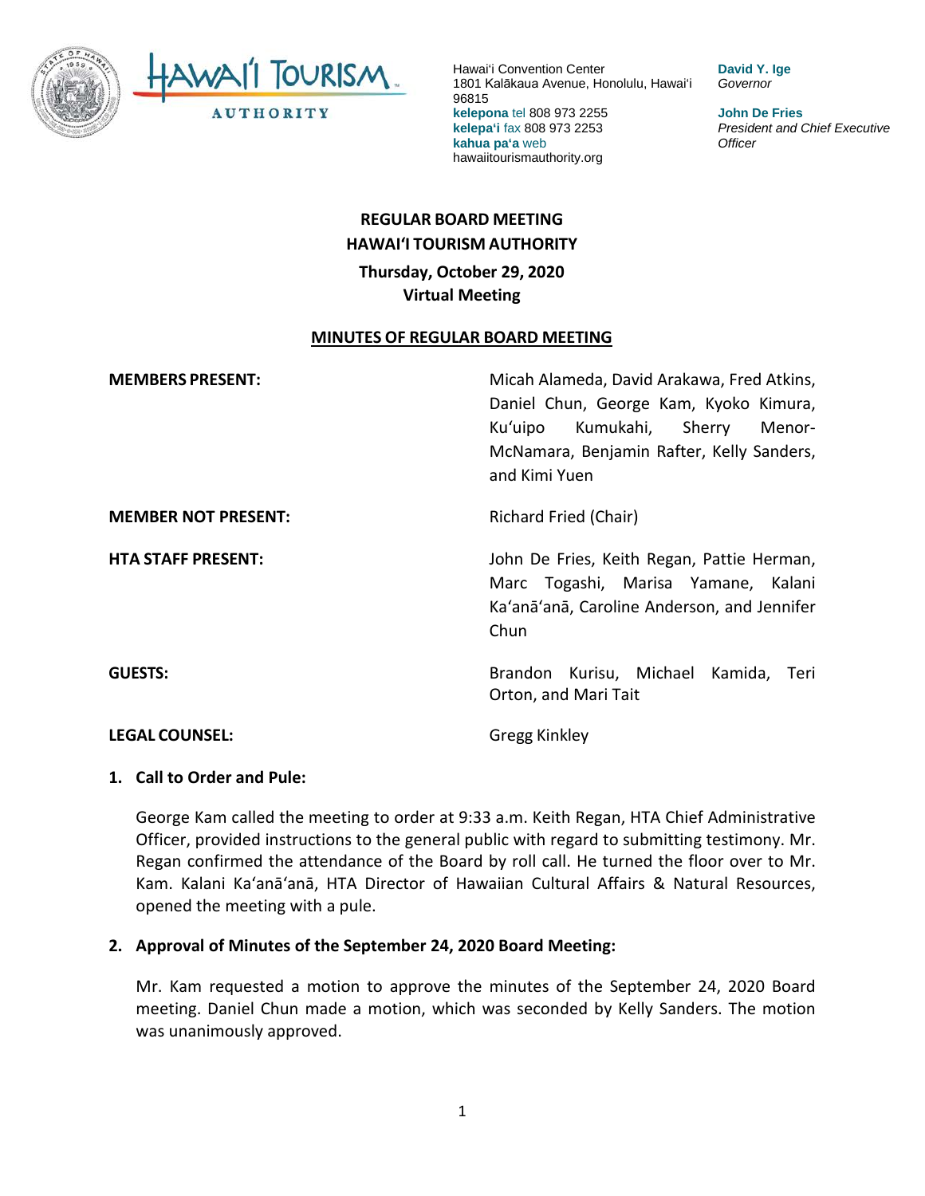Hawaiʻi Convention Center
1801 Kalākaua Avenue, Honolulu, Hawaiʻi 96815
**kelepona** tel 808 973 2255
**kelepaʻi** fax 808 973 2253
**kahua paʻa** web hawaiitourismauthority.org

**David Y. Ige**
*Governor*

**John De Fries**
*President and Chief Executive Officer*

# REGULAR BOARD MEETING
# HAWAIʻI TOURISM AUTHORITY
## Thursday, October 29, 2020
## Virtual Meeting

## MINUTES OF REGULAR BOARD MEETING

**MEMBERS PRESENT:** Micah Alameda, David Arakawa, Fred Atkins, Daniel Chun, George Kam, Kyoko Kimura, Kuʻuipo Kumukahi, Sherry Menor-McNamara, Benjamin Rafter, Kelly Sanders, and Kimi Yuen

**MEMBER NOT PRESENT:** Richard Fried (Chair)

**HTA STAFF PRESENT:** John De Fries, Keith Regan, Pattie Herman, Marc Togashi, Marisa Yamane, Kalani Kaʻanāʻanā, Caroline Anderson, and Jennifer Chun

**GUESTS:** Brandon Kurisu, Michael Kamida, Teri Orton, and Mari Tait

**LEGAL COUNSEL:** Gregg Kinkley

**1. Call to Order and Pule:**

George Kam called the meeting to order at 9:33 a.m. Keith Regan, HTA Chief Administrative Officer, provided instructions to the general public with regard to submitting testimony. Mr. Regan confirmed the attendance of the Board by roll call. He turned the floor over to Mr. Kam. Kalani Kaʻanāʻanā, HTA Director of Hawaiian Cultural Affairs & Natural Resources, opened the meeting with a pule.

**2. Approval of Minutes of the September 24, 2020 Board Meeting:**

Mr. Kam requested a motion to approve the minutes of the September 24, 2020 Board meeting. Daniel Chun made a motion, which was seconded by Kelly Sanders. The motion was unanimously approved.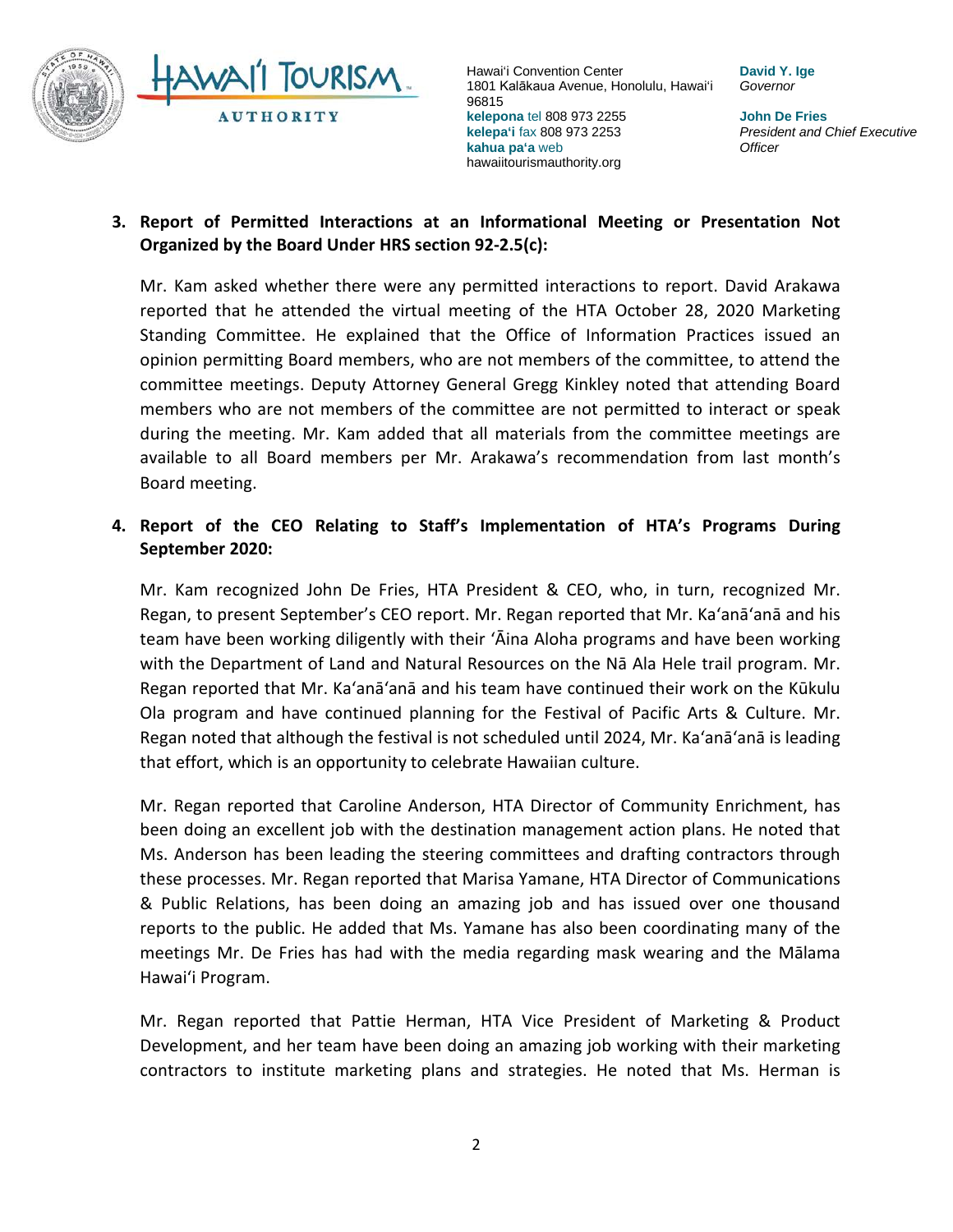**3. Report of Permitted Interactions at an Informational Meeting or Presentation Not Organized by the Board Under HRS section 92-2.5(c):**

Mr. Kam asked whether there were any permitted interactions to report. David Arakawa reported that he attended the virtual meeting of the HTA October 28, 2020 Marketing Standing Committee. He explained that the Office of Information Practices issued an opinion permitting Board members, who are not members of the committee, to attend the committee meetings. Deputy Attorney General Gregg Kinkley noted that attending Board members who are not members of the committee are not permitted to interact or speak during the meeting. Mr. Kam added that all materials from the committee meetings are available to all Board members per Mr. Arakawa's recommendation from last month's Board meeting.

**4. Report of the CEO Relating to Staff's Implementation of HTA's Programs During September 2020:**

Mr. Kam recognized John De Fries, HTA President & CEO, who, in turn, recognized Mr. Regan, to present September's CEO report. Mr. Regan reported that Mr. Ka'anā'anā and his team have been working diligently with their 'Āina Aloha programs and have been working with the Department of Land and Natural Resources on the Nā Ala Hele trail program. Mr. Regan reported that Mr. Ka'anā'anā and his team have continued their work on the Kūkulu Ola program and have continued planning for the Festival of Pacific Arts & Culture. Mr. Regan noted that although the festival is not scheduled until 2024, Mr. Ka'anā'anā is leading that effort, which is an opportunity to celebrate Hawaiian culture.

Mr. Regan reported that Caroline Anderson, HTA Director of Community Enrichment, has been doing an excellent job with the destination management action plans. He noted that Ms. Anderson has been leading the steering committees and drafting contractors through these processes. Mr. Regan reported that Marisa Yamane, HTA Director of Communications & Public Relations, has been doing an amazing job and has issued over one thousand reports to the public. He added that Ms. Yamane has also been coordinating many of the meetings Mr. De Fries has had with the media regarding mask wearing and the Mālama Hawai'i Program.

Mr. Regan reported that Pattie Herman, HTA Vice President of Marketing & Product Development, and her team have been doing an amazing job working with their marketing contractors to institute marketing plans and strategies. He noted that Ms. Herman is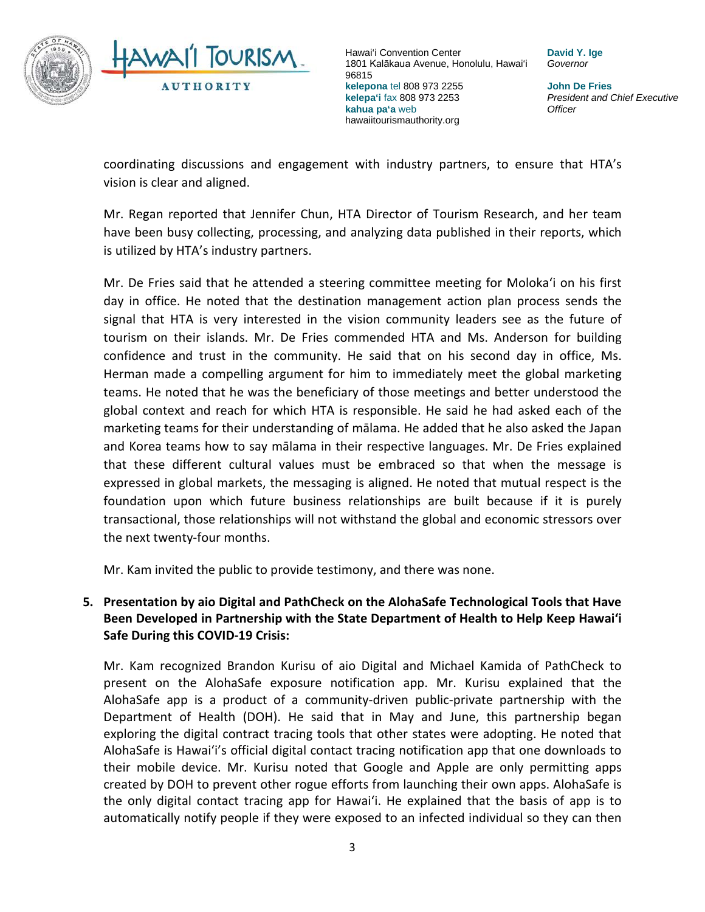coordinating discussions and engagement with industry partners, to ensure that HTA's vision is clear and aligned.

Mr. Regan reported that Jennifer Chun, HTA Director of Tourism Research, and her team have been busy collecting, processing, and analyzing data published in their reports, which is utilized by HTA's industry partners.

Mr. De Fries said that he attended a steering committee meeting for Molokaʻi on his first day in office. He noted that the destination management action plan process sends the signal that HTA is very interested in the vision community leaders see as the future of tourism on their islands. Mr. De Fries commended HTA and Ms. Anderson for building confidence and trust in the community. He said that on his second day in office, Ms. Herman made a compelling argument for him to immediately meet the global marketing teams. He noted that he was the beneficiary of those meetings and better understood the global context and reach for which HTA is responsible. He said he had asked each of the marketing teams for their understanding of mālama. He added that he also asked the Japan and Korea teams how to say mālama in their respective languages. Mr. De Fries explained that these different cultural values must be embraced so that when the message is expressed in global markets, the messaging is aligned. He noted that mutual respect is the foundation upon which future business relationships are built because if it is purely transactional, those relationships will not withstand the global and economic stressors over the next twenty-four months.

Mr. Kam invited the public to provide testimony, and there was none.

**5. Presentation by aio Digital and PathCheck on the AlohaSafe Technological Tools that Have Been Developed in Partnership with the State Department of Health to Help Keep Hawaiʻi Safe During this COVID-19 Crisis:**

Mr. Kam recognized Brandon Kurisu of aio Digital and Michael Kamida of PathCheck to present on the AlohaSafe exposure notification app. Mr. Kurisu explained that the AlohaSafe app is a product of a community-driven public-private partnership with the Department of Health (DOH). He said that in May and June, this partnership began exploring the digital contract tracing tools that other states were adopting. He noted that AlohaSafe is Hawaiʻi's official digital contact tracing notification app that one downloads to their mobile device. Mr. Kurisu noted that Google and Apple are only permitting apps created by DOH to prevent other rogue efforts from launching their own apps. AlohaSafe is the only digital contact tracing app for Hawaiʻi. He explained that the basis of app is to automatically notify people if they were exposed to an infected individual so they can then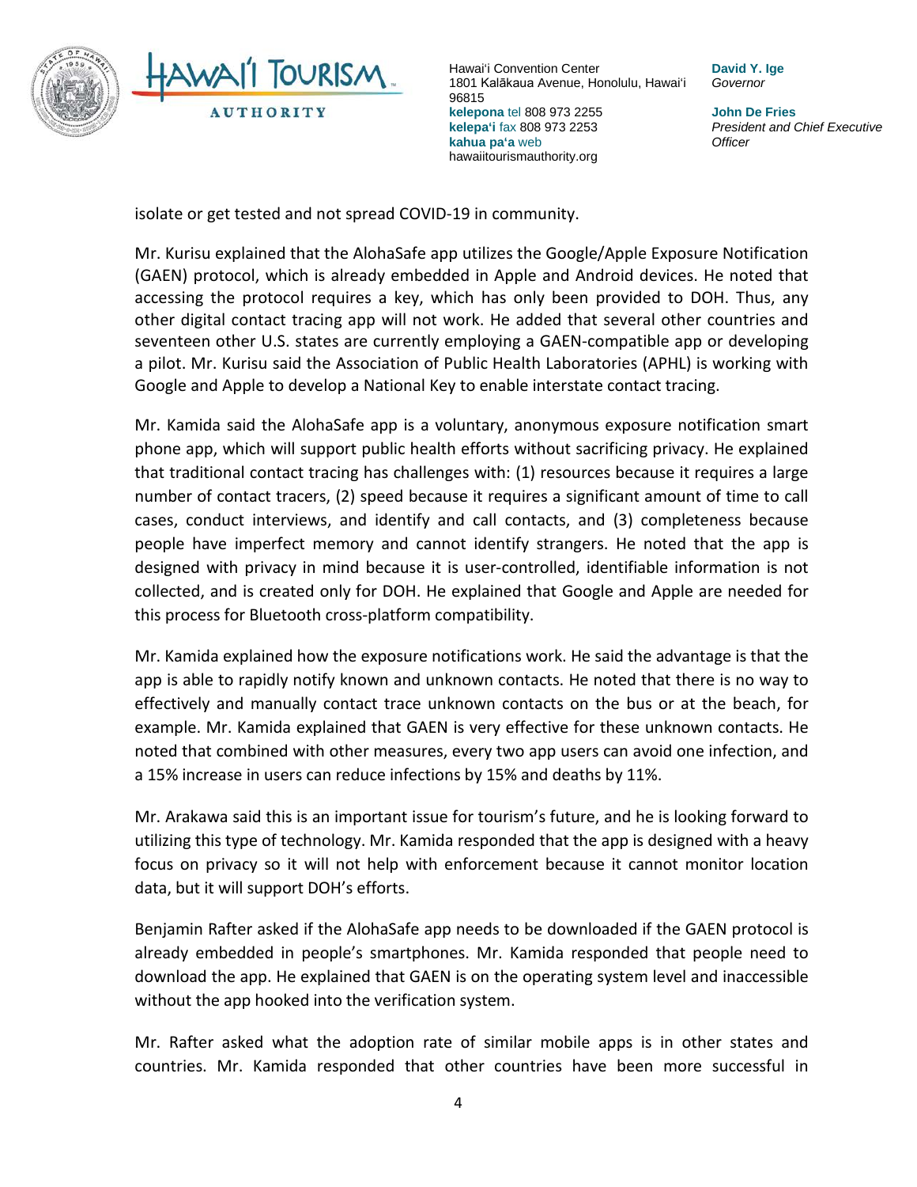isolate or get tested and not spread COVID-19 in community.

Mr. Kurisu explained that the AlohaSafe app utilizes the Google/Apple Exposure Notification (GAEN) protocol, which is already embedded in Apple and Android devices. He noted that accessing the protocol requires a key, which has only been provided to DOH. Thus, any other digital contact tracing app will not work. He added that several other countries and seventeen other U.S. states are currently employing a GAEN-compatible app or developing a pilot. Mr. Kurisu said the Association of Public Health Laboratories (APHL) is working with Google and Apple to develop a National Key to enable interstate contact tracing.

Mr. Kamida said the AlohaSafe app is a voluntary, anonymous exposure notification smart phone app, which will support public health efforts without sacrificing privacy. He explained that traditional contact tracing has challenges with: (1) resources because it requires a large number of contact tracers, (2) speed because it requires a significant amount of time to call cases, conduct interviews, and identify and call contacts, and (3) completeness because people have imperfect memory and cannot identify strangers. He noted that the app is designed with privacy in mind because it is user-controlled, identifiable information is not collected, and is created only for DOH. He explained that Google and Apple are needed for this process for Bluetooth cross-platform compatibility.

Mr. Kamida explained how the exposure notifications work. He said the advantage is that the app is able to rapidly notify known and unknown contacts. He noted that there is no way to effectively and manually contact trace unknown contacts on the bus or at the beach, for example. Mr. Kamida explained that GAEN is very effective for these unknown contacts. He noted that combined with other measures, every two app users can avoid one infection, and a 15% increase in users can reduce infections by 15% and deaths by 11%.

Mr. Arakawa said this is an important issue for tourism's future, and he is looking forward to utilizing this type of technology. Mr. Kamida responded that the app is designed with a heavy focus on privacy so it will not help with enforcement because it cannot monitor location data, but it will support DOH's efforts.

Benjamin Rafter asked if the AlohaSafe app needs to be downloaded if the GAEN protocol is already embedded in people's smartphones. Mr. Kamida responded that people need to download the app. He explained that GAEN is on the operating system level and inaccessible without the app hooked into the verification system.

Mr. Rafter asked what the adoption rate of similar mobile apps is in other states and countries. Mr. Kamida responded that other countries have been more successful in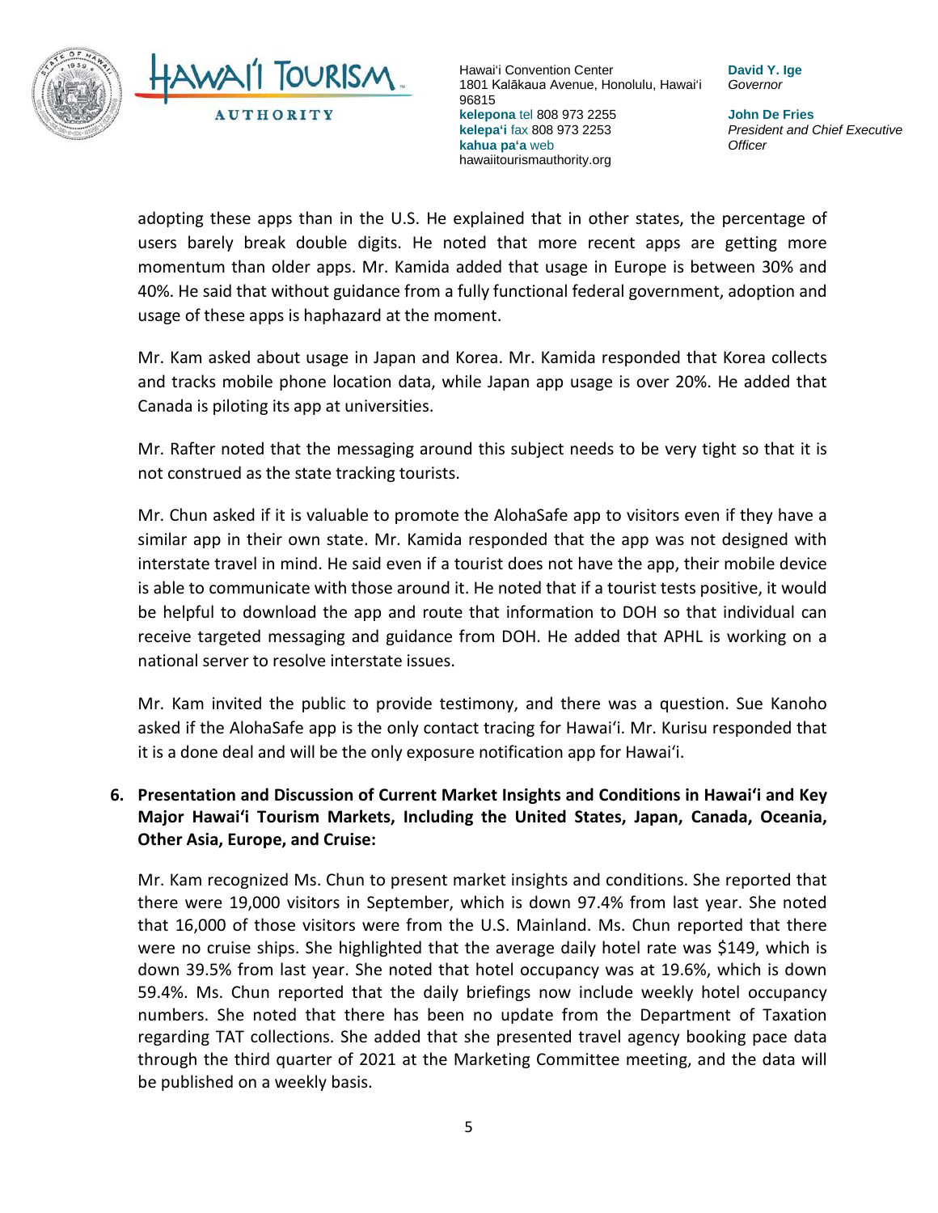adopting these apps than in the U.S. He explained that in other states, the percentage of users barely break double digits. He noted that more recent apps are getting more momentum than older apps. Mr. Kamida added that usage in Europe is between 30% and 40%. He said that without guidance from a fully functional federal government, adoption and usage of these apps is haphazard at the moment.

Mr. Kam asked about usage in Japan and Korea. Mr. Kamida responded that Korea collects and tracks mobile phone location data, while Japan app usage is over 20%. He added that Canada is piloting its app at universities.

Mr. Rafter noted that the messaging around this subject needs to be very tight so that it is not construed as the state tracking tourists.

Mr. Chun asked if it is valuable to promote the AlohaSafe app to visitors even if they have a similar app in their own state. Mr. Kamida responded that the app was not designed with interstate travel in mind. He said even if a tourist does not have the app, their mobile device is able to communicate with those around it. He noted that if a tourist tests positive, it would be helpful to download the app and route that information to DOH so that individual can receive targeted messaging and guidance from DOH. He added that APHL is working on a national server to resolve interstate issues.

Mr. Kam invited the public to provide testimony, and there was a question. Sue Kanoho asked if the AlohaSafe app is the only contact tracing for Hawaiʻi. Mr. Kurisu responded that it is a done deal and will be the only exposure notification app for Hawaiʻi.

**6. Presentation and Discussion of Current Market Insights and Conditions in Hawaiʻi and Key Major Hawaiʻi Tourism Markets, Including the United States, Japan, Canada, Oceania, Other Asia, Europe, and Cruise:**

Mr. Kam recognized Ms. Chun to present market insights and conditions. She reported that there were 19,000 visitors in September, which is down 97.4% from last year. She noted that 16,000 of those visitors were from the U.S. Mainland. Ms. Chun reported that there were no cruise ships. She highlighted that the average daily hotel rate was $149, which is down 39.5% from last year. She noted that hotel occupancy was at 19.6%, which is down 59.4%. Ms. Chun reported that the daily briefings now include weekly hotel occupancy numbers. She noted that there has been no update from the Department of Taxation regarding TAT collections. She added that she presented travel agency booking pace data through the third quarter of 2021 at the Marketing Committee meeting, and the data will be published on a weekly basis.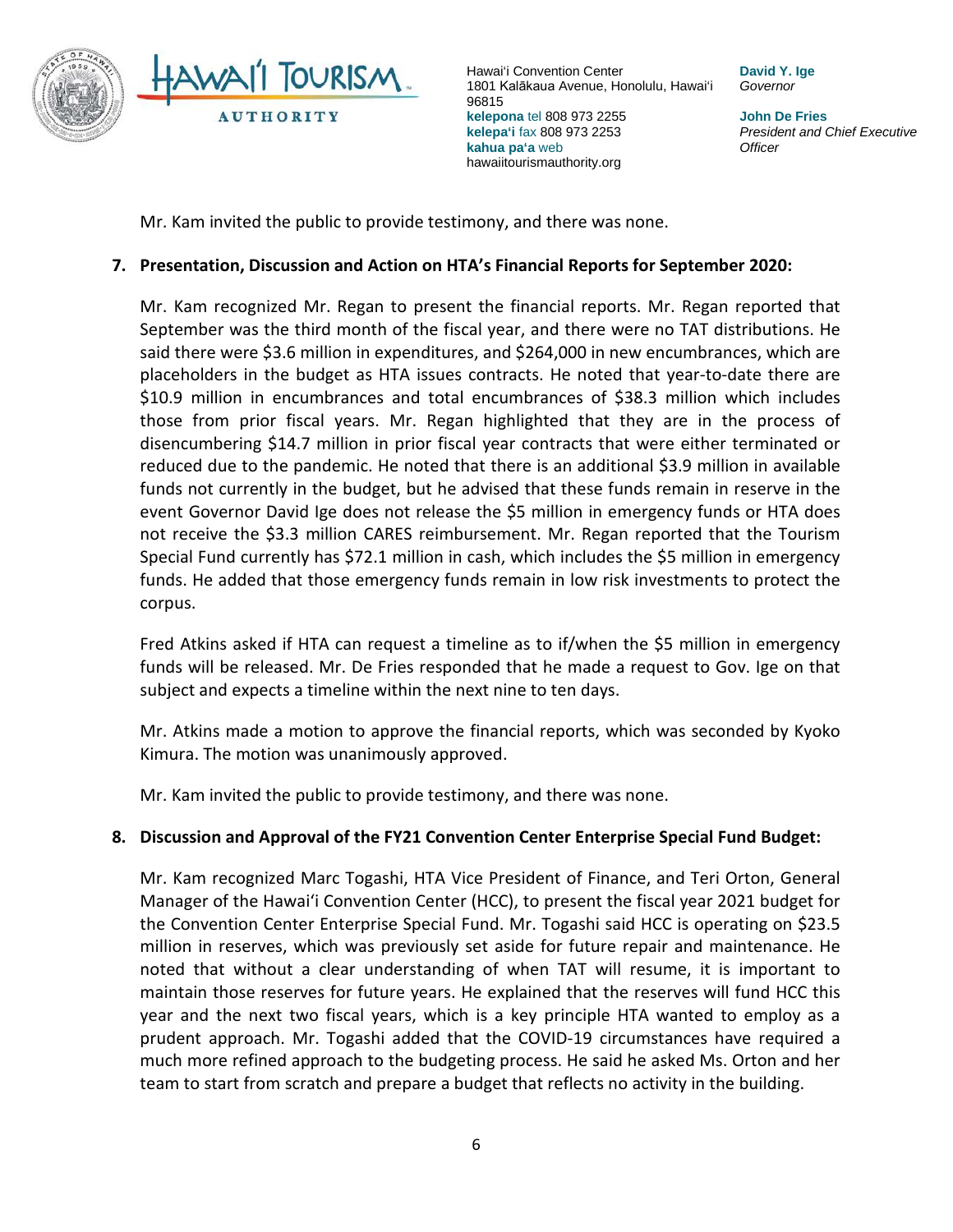Mr. Kam invited the public to provide testimony, and there was none.

**7. Presentation, Discussion and Action on HTA's Financial Reports for September 2020:**

Mr. Kam recognized Mr. Regan to present the financial reports. Mr. Regan reported that September was the third month of the fiscal year, and there were no TAT distributions. He said there were $3.6 million in expenditures, and $264,000 in new encumbrances, which are placeholders in the budget as HTA issues contracts. He noted that year-to-date there are $10.9 million in encumbrances and total encumbrances of $38.3 million which includes those from prior fiscal years. Mr. Regan highlighted that they are in the process of disencumbering $14.7 million in prior fiscal year contracts that were either terminated or reduced due to the pandemic. He noted that there is an additional $3.9 million in available funds not currently in the budget, but he advised that these funds remain in reserve in the event Governor David Ige does not release the $5 million in emergency funds or HTA does not receive the $3.3 million CARES reimbursement. Mr. Regan reported that the Tourism Special Fund currently has $72.1 million in cash, which includes the $5 million in emergency funds. He added that those emergency funds remain in low risk investments to protect the corpus.

Fred Atkins asked if HTA can request a timeline as to if/when the $5 million in emergency funds will be released. Mr. De Fries responded that he made a request to Gov. Ige on that subject and expects a timeline within the next nine to ten days.

Mr. Atkins made a motion to approve the financial reports, which was seconded by Kyoko Kimura. The motion was unanimously approved.

Mr. Kam invited the public to provide testimony, and there was none.

**8. Discussion and Approval of the FY21 Convention Center Enterprise Special Fund Budget:**

Mr. Kam recognized Marc Togashi, HTA Vice President of Finance, and Teri Orton, General Manager of the Hawai'i Convention Center (HCC), to present the fiscal year 2021 budget for the Convention Center Enterprise Special Fund. Mr. Togashi said HCC is operating on $23.5 million in reserves, which was previously set aside for future repair and maintenance. He noted that without a clear understanding of when TAT will resume, it is important to maintain those reserves for future years. He explained that the reserves will fund HCC this year and the next two fiscal years, which is a key principle HTA wanted to employ as a prudent approach. Mr. Togashi added that the COVID-19 circumstances have required a much more refined approach to the budgeting process. He said he asked Ms. Orton and her team to start from scratch and prepare a budget that reflects no activity in the building.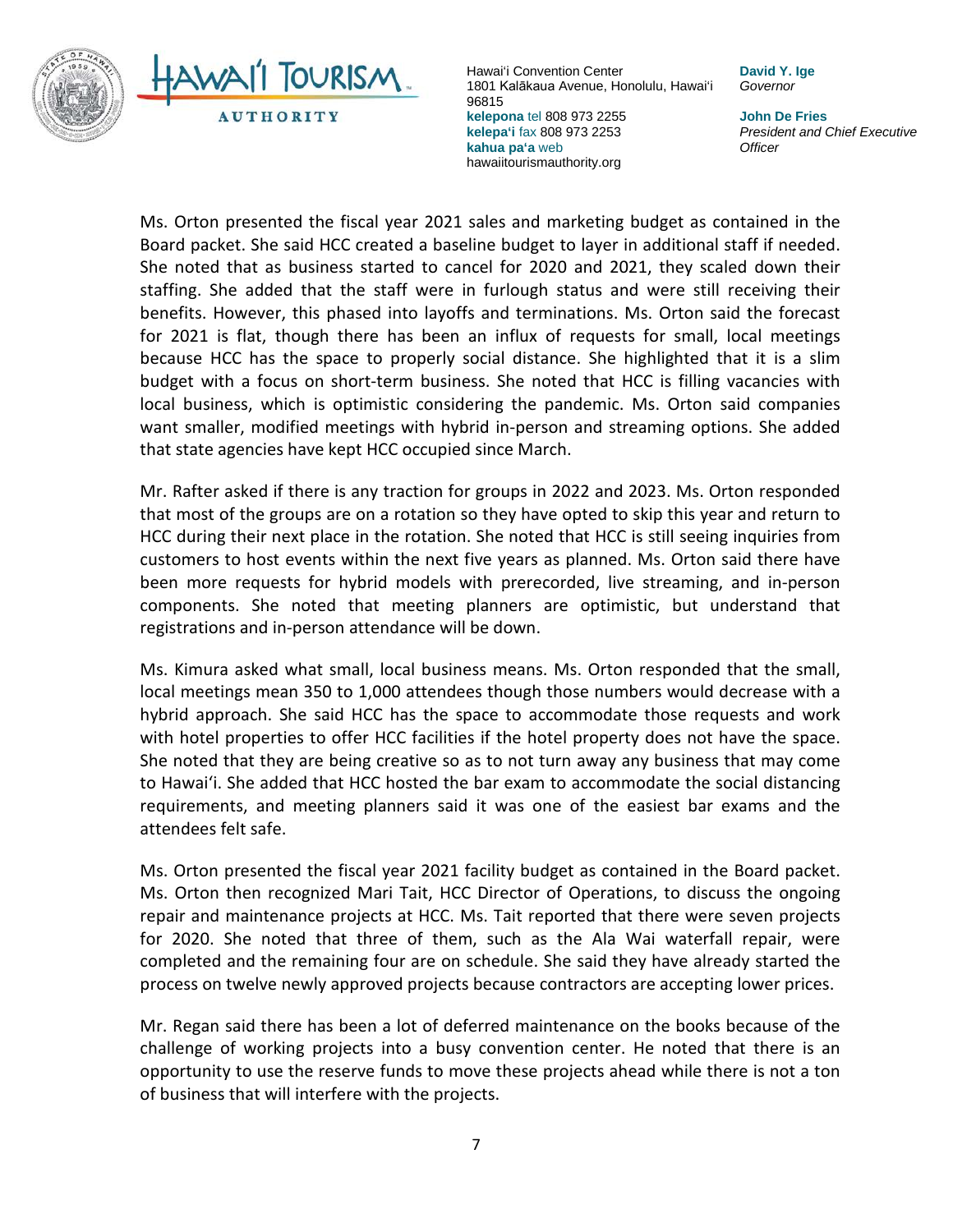Ms. Orton presented the fiscal year 2021 sales and marketing budget as contained in the Board packet. She said HCC created a baseline budget to layer in additional staff if needed. She noted that as business started to cancel for 2020 and 2021, they scaled down their staffing. She added that the staff were in furlough status and were still receiving their benefits. However, this phased into layoffs and terminations. Ms. Orton said the forecast for 2021 is flat, though there has been an influx of requests for small, local meetings because HCC has the space to properly social distance. She highlighted that it is a slim budget with a focus on short-term business. She noted that HCC is filling vacancies with local business, which is optimistic considering the pandemic. Ms. Orton said companies want smaller, modified meetings with hybrid in-person and streaming options. She added that state agencies have kept HCC occupied since March.

Mr. Rafter asked if there is any traction for groups in 2022 and 2023. Ms. Orton responded that most of the groups are on a rotation so they have opted to skip this year and return to HCC during their next place in the rotation. She noted that HCC is still seeing inquiries from customers to host events within the next five years as planned. Ms. Orton said there have been more requests for hybrid models with prerecorded, live streaming, and in-person components. She noted that meeting planners are optimistic, but understand that registrations and in-person attendance will be down.

Ms. Kimura asked what small, local business means. Ms. Orton responded that the small, local meetings mean 350 to 1,000 attendees though those numbers would decrease with a hybrid approach. She said HCC has the space to accommodate those requests and work with hotel properties to offer HCC facilities if the hotel property does not have the space. She noted that they are being creative so as to not turn away any business that may come to Hawai'i. She added that HCC hosted the bar exam to accommodate the social distancing requirements, and meeting planners said it was one of the easiest bar exams and the attendees felt safe.

Ms. Orton presented the fiscal year 2021 facility budget as contained in the Board packet. Ms. Orton then recognized Mari Tait, HCC Director of Operations, to discuss the ongoing repair and maintenance projects at HCC. Ms. Tait reported that there were seven projects for 2020. She noted that three of them, such as the Ala Wai waterfall repair, were completed and the remaining four are on schedule. She said they have already started the process on twelve newly approved projects because contractors are accepting lower prices.

Mr. Regan said there has been a lot of deferred maintenance on the books because of the challenge of working projects into a busy convention center. He noted that there is an opportunity to use the reserve funds to move these projects ahead while there is not a ton of business that will interfere with the projects.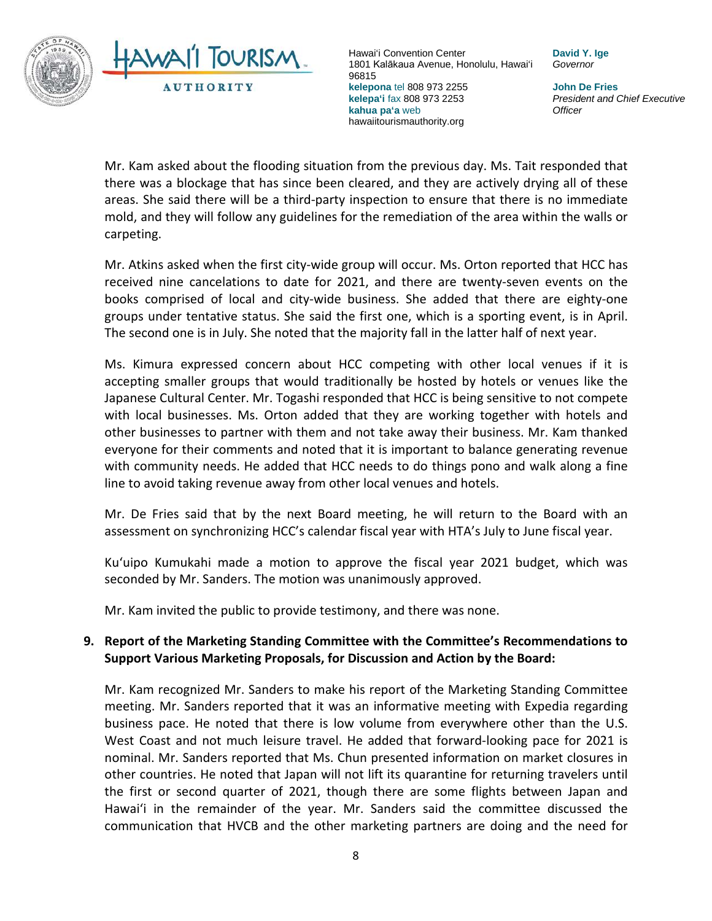Mr. Kam asked about the flooding situation from the previous day. Ms. Tait responded that there was a blockage that has since been cleared, and they are actively drying all of these areas. She said there will be a third-party inspection to ensure that there is no immediate mold, and they will follow any guidelines for the remediation of the area within the walls or carpeting.

Mr. Atkins asked when the first city-wide group will occur. Ms. Orton reported that HCC has received nine cancelations to date for 2021, and there are twenty-seven events on the books comprised of local and city-wide business. She added that there are eighty-one groups under tentative status. She said the first one, which is a sporting event, is in April. The second one is in July. She noted that the majority fall in the latter half of next year.

Ms. Kimura expressed concern about HCC competing with other local venues if it is accepting smaller groups that would traditionally be hosted by hotels or venues like the Japanese Cultural Center. Mr. Togashi responded that HCC is being sensitive to not compete with local businesses. Ms. Orton added that they are working together with hotels and other businesses to partner with them and not take away their business. Mr. Kam thanked everyone for their comments and noted that it is important to balance generating revenue with community needs. He added that HCC needs to do things pono and walk along a fine line to avoid taking revenue away from other local venues and hotels.

Mr. De Fries said that by the next Board meeting, he will return to the Board with an assessment on synchronizing HCC's calendar fiscal year with HTA's July to June fiscal year.

Ku'uipo Kumukahi made a motion to approve the fiscal year 2021 budget, which was seconded by Mr. Sanders. The motion was unanimously approved.

Mr. Kam invited the public to provide testimony, and there was none.

## 9. Report of the Marketing Standing Committee with the Committee's Recommendations to Support Various Marketing Proposals, for Discussion and Action by the Board:

Mr. Kam recognized Mr. Sanders to make his report of the Marketing Standing Committee meeting. Mr. Sanders reported that it was an informative meeting with Expedia regarding business pace. He noted that there is low volume from everywhere other than the U.S. West Coast and not much leisure travel. He added that forward-looking pace for 2021 is nominal. Mr. Sanders reported that Ms. Chun presented information on market closures in other countries. He noted that Japan will not lift its quarantine for returning travelers until the first or second quarter of 2021, though there are some flights between Japan and Hawai'i in the remainder of the year. Mr. Sanders said the committee discussed the communication that HVCB and the other marketing partners are doing and the need for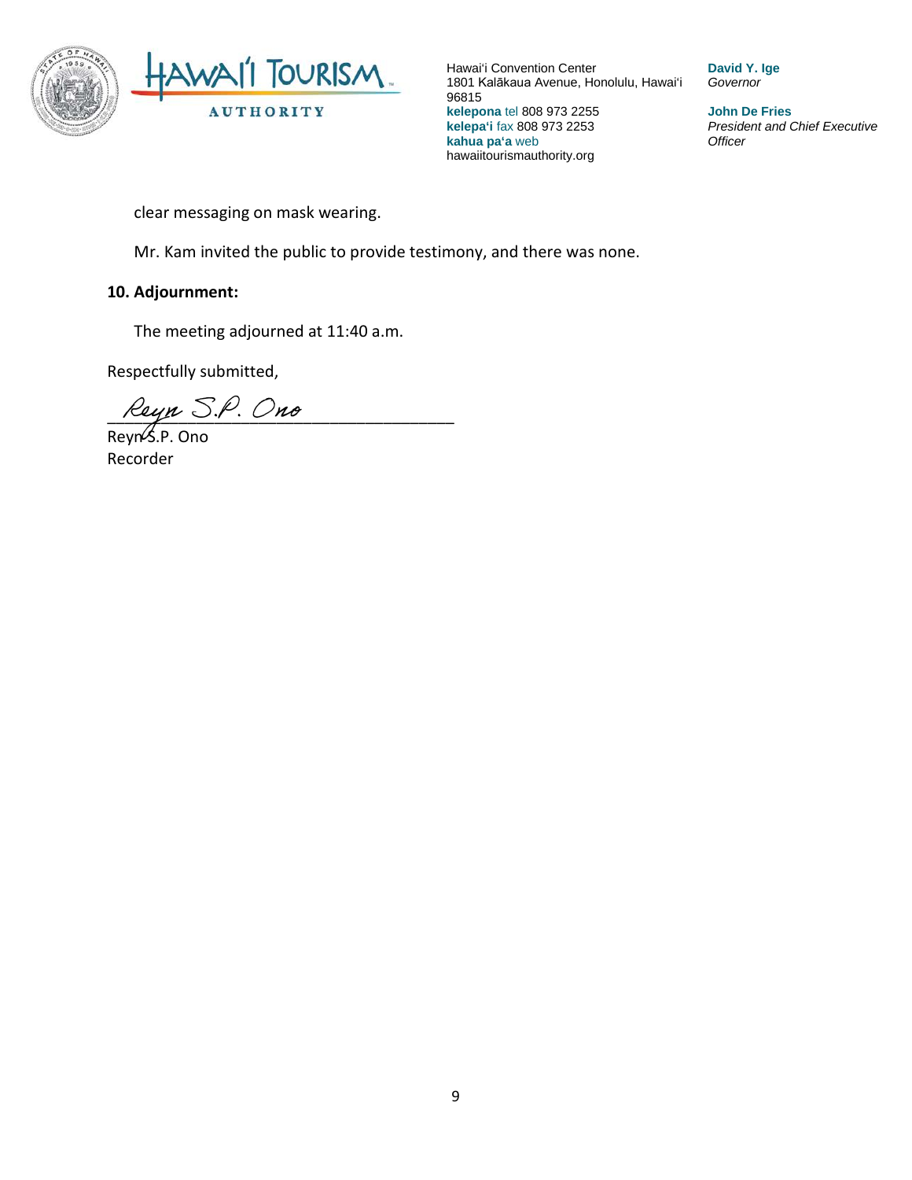clear messaging on mask wearing.

Mr. Kam invited the public to provide testimony, and there was none.

**10. Adjournment:**

The meeting adjourned at 11:40 a.m.

Respectfully submitted,

Reyn S.P. Ono
Recorder